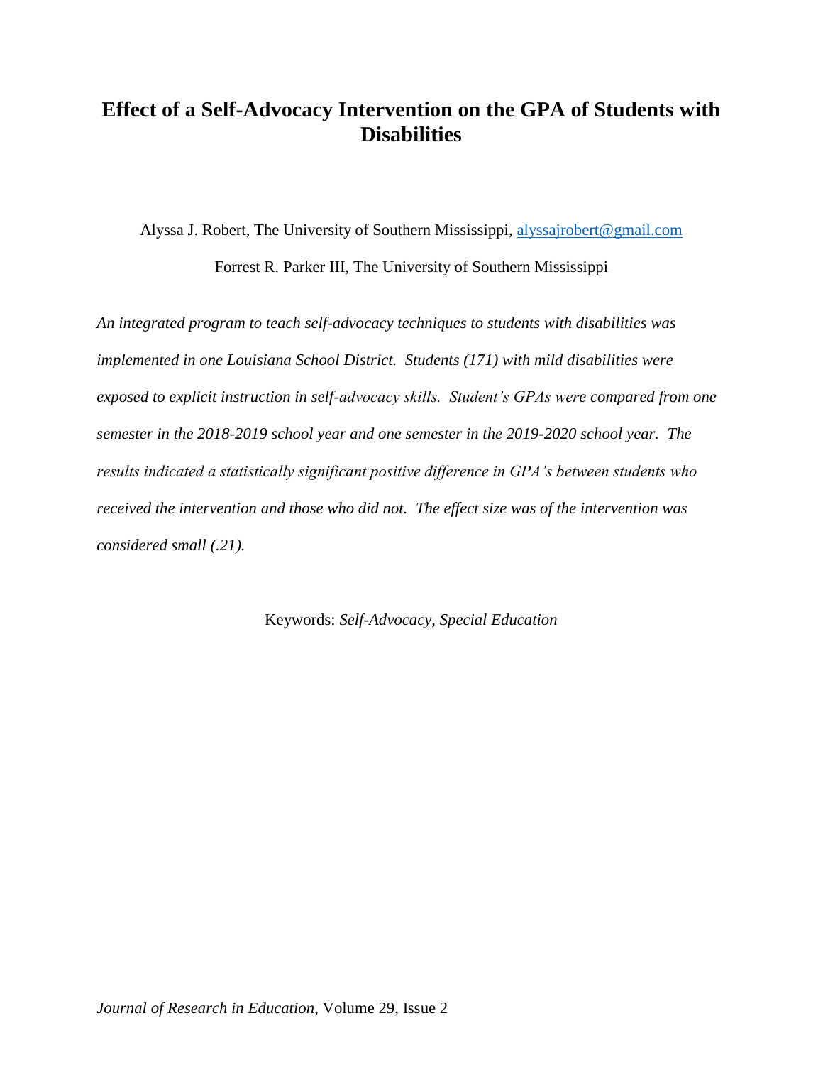# Effect of a Self-Advocacy Intervention on the GPA of Students with Disabilities

Alyssa J. Robert, The University of Southern Mississippi, alyssajrobert@gmail.com

Forrest R. Parker III, The University of Southern Mississippi

*An integrated program to teach self-advocacy techniques to students with disabilities was implemented in one Louisiana School District. Students (171) with mild disabilities were exposed to explicit instruction in self-advocacy skills. Student's GPAs were compared from one semester in the 2018-2019 school year and one semester in the 2019-2020 school year. The results indicated a statistically significant positive difference in GPA's between students who received the intervention and those who did not. The effect size was of the intervention was considered small (.21).*

Keywords: *Self-Advocacy, Special Education*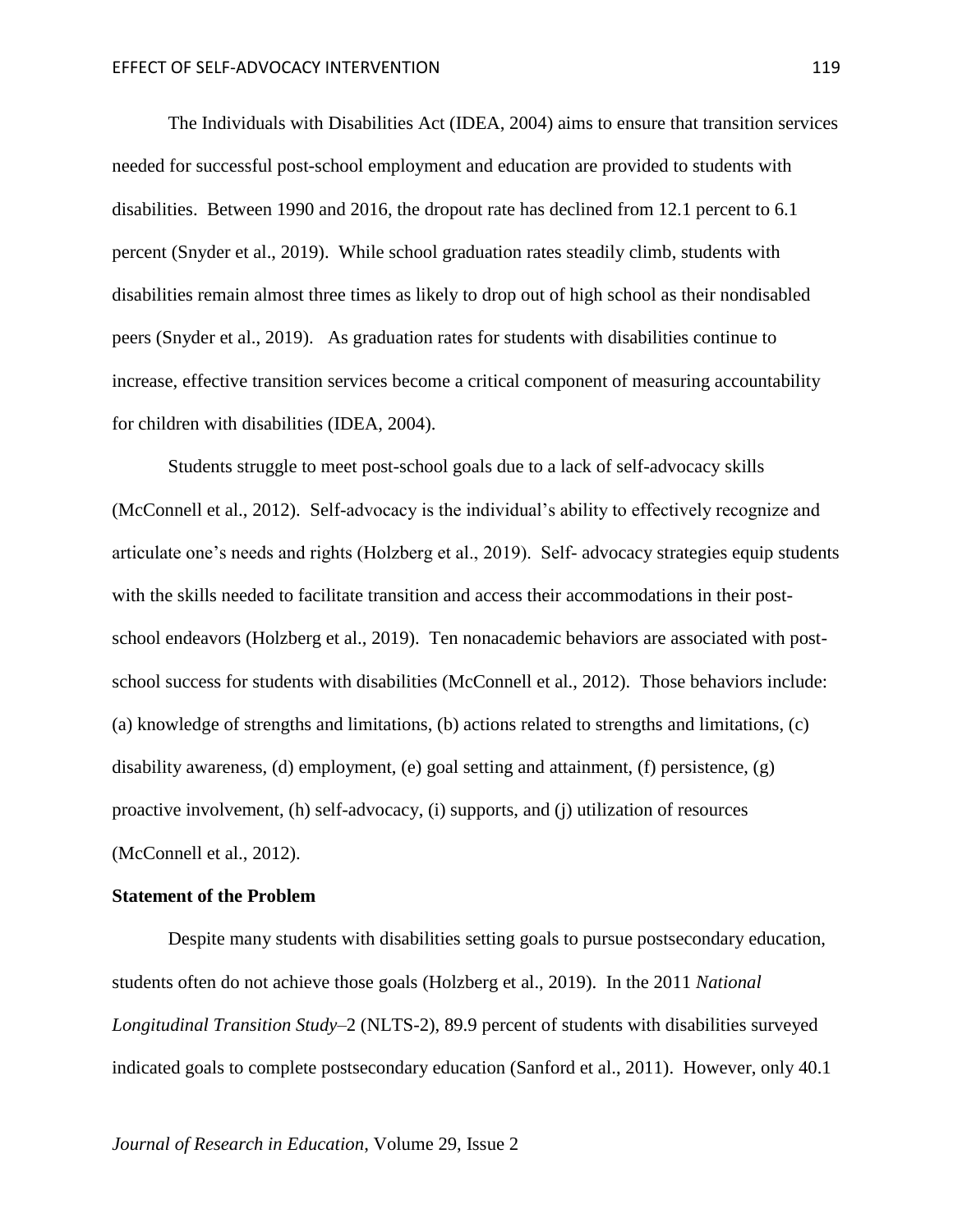The Individuals with Disabilities Act (IDEA, 2004) aims to ensure that transition services needed for successful post-school employment and education are provided to students with disabilities. Between 1990 and 2016, the dropout rate has declined from 12.1 percent to 6.1 percent (Snyder et al., 2019). While school graduation rates steadily climb, students with disabilities remain almost three times as likely to drop out of high school as their nondisabled peers (Snyder et al., 2019). As graduation rates for students with disabilities continue to increase, effective transition services become a critical component of measuring accountability for children with disabilities (IDEA, 2004).

Students struggle to meet post-school goals due to a lack of self-advocacy skills (McConnell et al., 2012). Self-advocacy is the individual's ability to effectively recognize and articulate one's needs and rights (Holzberg et al., 2019). Self- advocacy strategies equip students with the skills needed to facilitate transition and access their accommodations in their post-school endeavors (Holzberg et al., 2019). Ten nonacademic behaviors are associated with post-school success for students with disabilities (McConnell et al., 2012). Those behaviors include: (a) knowledge of strengths and limitations, (b) actions related to strengths and limitations, (c) disability awareness, (d) employment, (e) goal setting and attainment, (f) persistence, (g) proactive involvement, (h) self-advocacy, (i) supports, and (j) utilization of resources (McConnell et al., 2012).

**Statement of the Problem**

Despite many students with disabilities setting goals to pursue postsecondary education, students often do not achieve those goals (Holzberg et al., 2019). In the 2011 *National Longitudinal Transition Study*–2 (NLTS-2), 89.9 percent of students with disabilities surveyed indicated goals to complete postsecondary education (Sanford et al., 2011). However, only 40.1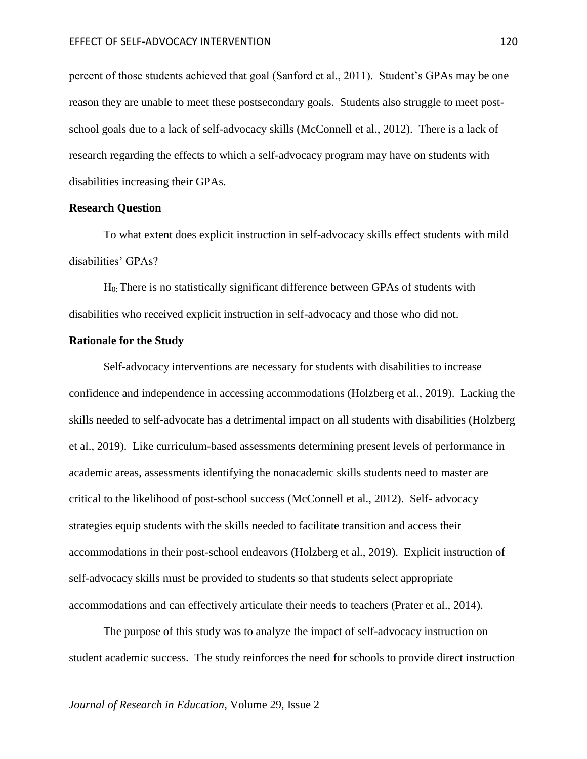percent of those students achieved that goal (Sanford et al., 2011). Student's GPAs may be one reason they are unable to meet these postsecondary goals. Students also struggle to meet post-school goals due to a lack of self-advocacy skills (McConnell et al., 2012). There is a lack of research regarding the effects to which a self-advocacy program may have on students with disabilities increasing their GPAs.

**Research Question**

To what extent does explicit instruction in self-advocacy skills effect students with mild disabilities' GPAs?

$H_{0:}$ There is no statistically significant difference between GPAs of students with disabilities who received explicit instruction in self-advocacy and those who did not.

**Rationale for the Study**

Self-advocacy interventions are necessary for students with disabilities to increase confidence and independence in accessing accommodations (Holzberg et al., 2019). Lacking the skills needed to self-advocate has a detrimental impact on all students with disabilities (Holzberg et al., 2019). Like curriculum-based assessments determining present levels of performance in academic areas, assessments identifying the nonacademic skills students need to master are critical to the likelihood of post-school success (McConnell et al., 2012). Self- advocacy strategies equip students with the skills needed to facilitate transition and access their accommodations in their post-school endeavors (Holzberg et al., 2019). Explicit instruction of self-advocacy skills must be provided to students so that students select appropriate accommodations and can effectively articulate their needs to teachers (Prater et al., 2014).

The purpose of this study was to analyze the impact of self-advocacy instruction on student academic success. The study reinforces the need for schools to provide direct instruction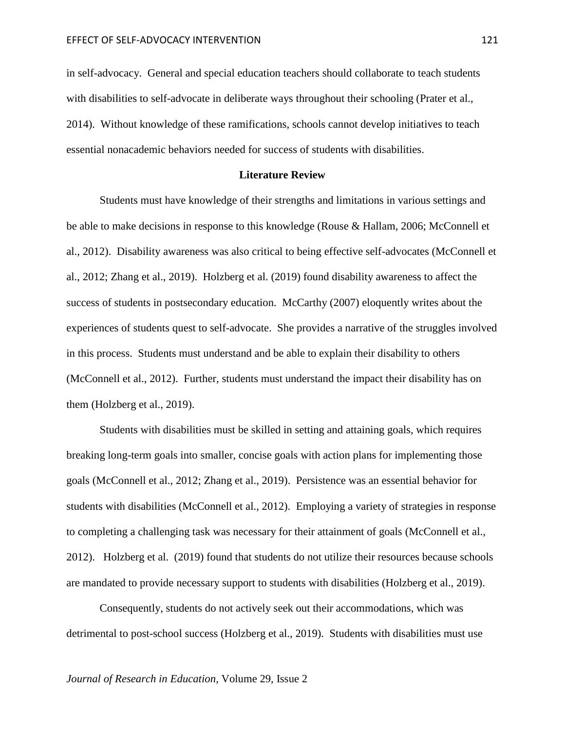in self-advocacy. General and special education teachers should collaborate to teach students with disabilities to self-advocate in deliberate ways throughout their schooling (Prater et al., 2014). Without knowledge of these ramifications, schools cannot develop initiatives to teach essential nonacademic behaviors needed for success of students with disabilities.

## Literature Review

Students must have knowledge of their strengths and limitations in various settings and be able to make decisions in response to this knowledge (Rouse & Hallam, 2006; McConnell et al., 2012). Disability awareness was also critical to being effective self-advocates (McConnell et al., 2012; Zhang et al., 2019). Holzberg et al. (2019) found disability awareness to affect the success of students in postsecondary education. McCarthy (2007) eloquently writes about the experiences of students quest to self-advocate. She provides a narrative of the struggles involved in this process. Students must understand and be able to explain their disability to others (McConnell et al., 2012). Further, students must understand the impact their disability has on them (Holzberg et al., 2019).

Students with disabilities must be skilled in setting and attaining goals, which requires breaking long-term goals into smaller, concise goals with action plans for implementing those goals (McConnell et al., 2012; Zhang et al., 2019). Persistence was an essential behavior for students with disabilities (McConnell et al., 2012). Employing a variety of strategies in response to completing a challenging task was necessary for their attainment of goals (McConnell et al., 2012). Holzberg et al. (2019) found that students do not utilize their resources because schools are mandated to provide necessary support to students with disabilities (Holzberg et al., 2019).

Consequently, students do not actively seek out their accommodations, which was detrimental to post-school success (Holzberg et al., 2019). Students with disabilities must use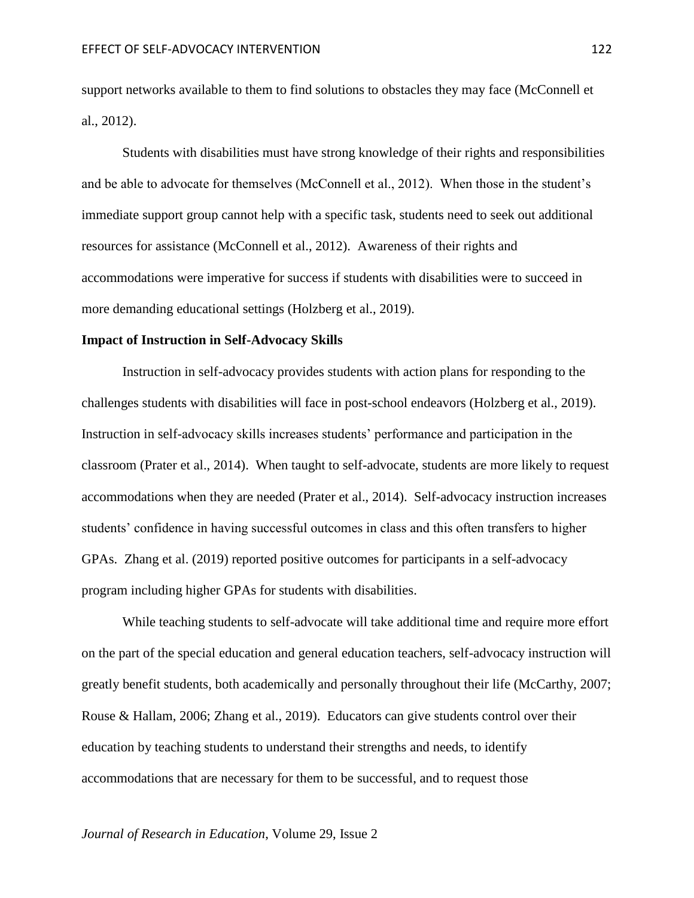support networks available to them to find solutions to obstacles they may face (McConnell et al., 2012).

Students with disabilities must have strong knowledge of their rights and responsibilities and be able to advocate for themselves (McConnell et al., 2012). When those in the student's immediate support group cannot help with a specific task, students need to seek out additional resources for assistance (McConnell et al., 2012). Awareness of their rights and accommodations were imperative for success if students with disabilities were to succeed in more demanding educational settings (Holzberg et al., 2019).

**Impact of Instruction in Self-Advocacy Skills**

Instruction in self-advocacy provides students with action plans for responding to the challenges students with disabilities will face in post-school endeavors (Holzberg et al., 2019). Instruction in self-advocacy skills increases students' performance and participation in the classroom (Prater et al., 2014). When taught to self-advocate, students are more likely to request accommodations when they are needed (Prater et al., 2014). Self-advocacy instruction increases students' confidence in having successful outcomes in class and this often transfers to higher GPAs. Zhang et al. (2019) reported positive outcomes for participants in a self-advocacy program including higher GPAs for students with disabilities.

While teaching students to self-advocate will take additional time and require more effort on the part of the special education and general education teachers, self-advocacy instruction will greatly benefit students, both academically and personally throughout their life (McCarthy, 2007; Rouse & Hallam, 2006; Zhang et al., 2019). Educators can give students control over their education by teaching students to understand their strengths and needs, to identify accommodations that are necessary for them to be successful, and to request those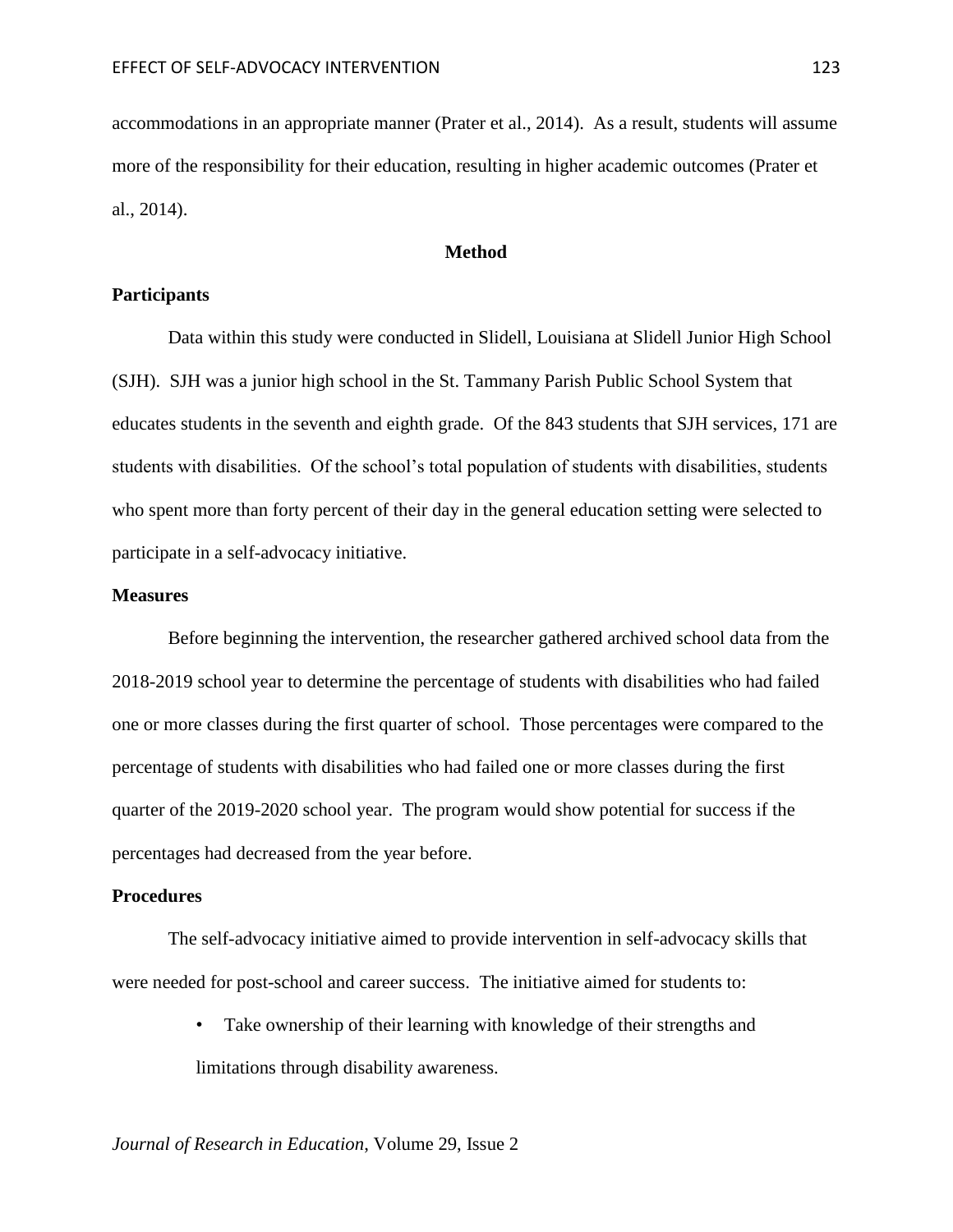accommodations in an appropriate manner (Prater et al., 2014). As a result, students will assume more of the responsibility for their education, resulting in higher academic outcomes (Prater et al., 2014).

## Method

### Participants

Data within this study were conducted in Slidell, Louisiana at Slidell Junior High School (SJH). SJH was a junior high school in the St. Tammany Parish Public School System that educates students in the seventh and eighth grade. Of the 843 students that SJH services, 171 are students with disabilities. Of the school's total population of students with disabilities, students who spent more than forty percent of their day in the general education setting were selected to participate in a self-advocacy initiative.

### Measures

Before beginning the intervention, the researcher gathered archived school data from the 2018-2019 school year to determine the percentage of students with disabilities who had failed one or more classes during the first quarter of school. Those percentages were compared to the percentage of students with disabilities who had failed one or more classes during the first quarter of the 2019-2020 school year. The program would show potential for success if the percentages had decreased from the year before.

### Procedures

The self-advocacy initiative aimed to provide intervention in self-advocacy skills that were needed for post-school and career success. The initiative aimed for students to:

- Take ownership of their learning with knowledge of their strengths and limitations through disability awareness.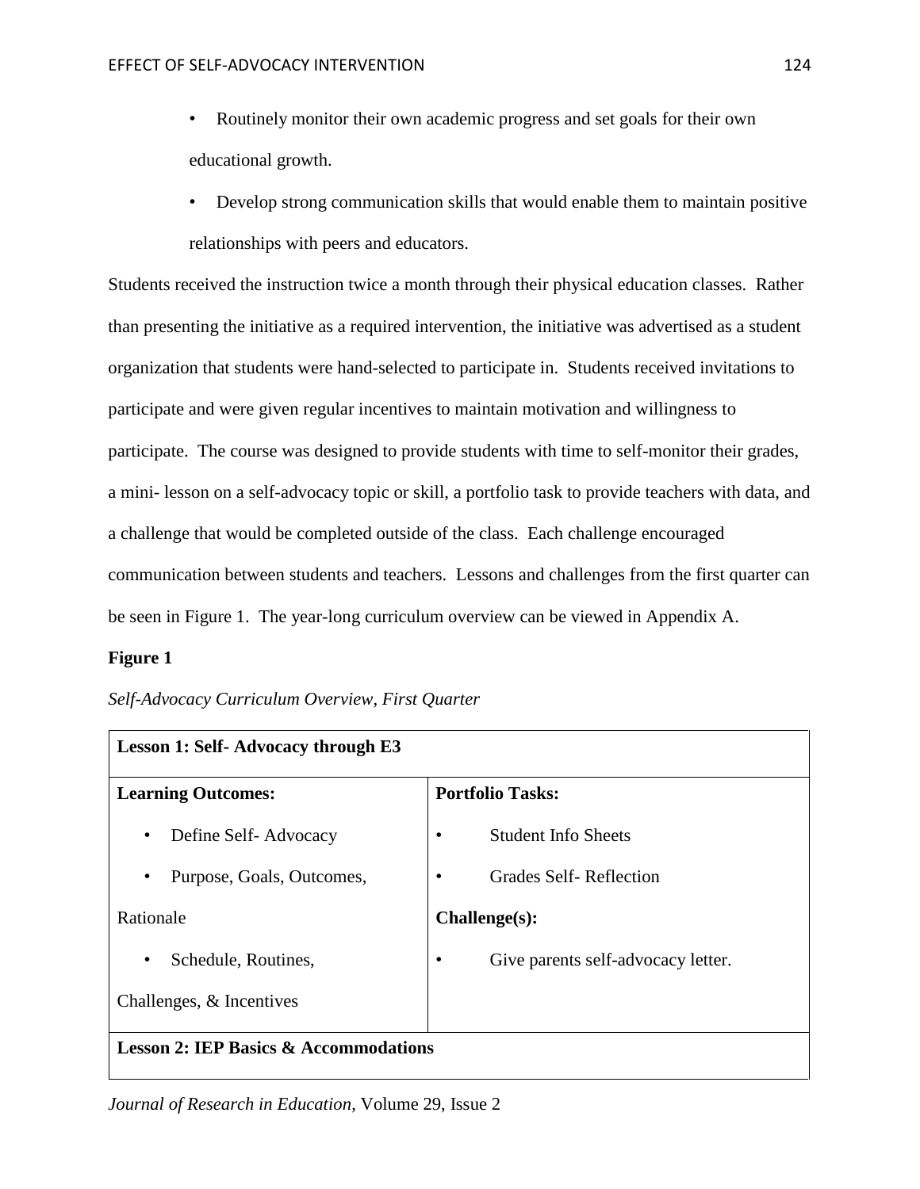- Routinely monitor their own academic progress and set goals for their own educational growth.
- Develop strong communication skills that would enable them to maintain positive relationships with peers and educators.

Students received the instruction twice a month through their physical education classes. Rather than presenting the initiative as a required intervention, the initiative was advertised as a student organization that students were hand-selected to participate in. Students received invitations to participate and were given regular incentives to maintain motivation and willingness to participate. The course was designed to provide students with time to self-monitor their grades, a mini- lesson on a self-advocacy topic or skill, a portfolio task to provide teachers with data, and a challenge that would be completed outside of the class. Each challenge encouraged communication between students and teachers. Lessons and challenges from the first quarter can be seen in Figure 1. The year-long curriculum overview can be viewed in Appendix A.

**Figure 1**

*Self-Advocacy Curriculum Overview, First Quarter*

| **Lesson 1: Self- Advocacy through E3** | |
|---|---|
| **Learning Outcomes:**<br>• Define Self- Advocacy<br>• Purpose, Goals, Outcomes, Rationale<br>• Schedule, Routines, Challenges, & Incentives | **Portfolio Tasks:**<br>• Student Info Sheets<br>• Grades Self- Reflection<br>**Challenge(s):**<br>• Give parents self-advocacy letter. |
| **Lesson 2: IEP Basics & Accommodations** | |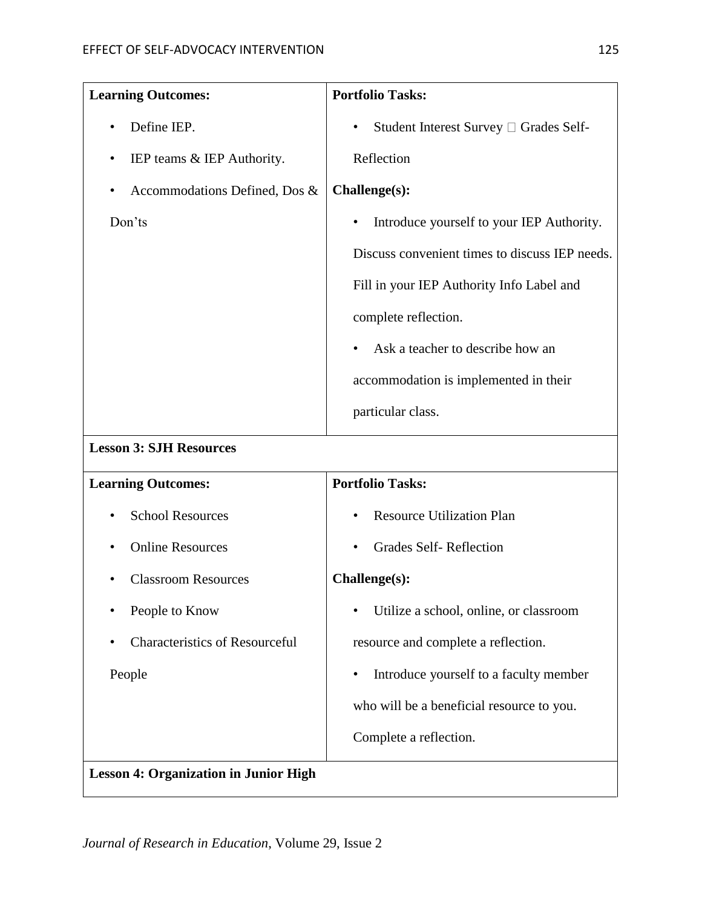| **Learning Outcomes:** | **Portfolio Tasks:** |
|---|---|
| • Define IEP.<br>• IEP teams & IEP Authority.<br>• Accommodations Defined, Dos & Don’ts | • Student Interest Survey  Grades Self-Reflection<br>**Challenge(s):**<br>• Introduce yourself to your IEP Authority. Discuss convenient times to discuss IEP needs. Fill in your IEP Authority Info Label and complete reflection.<br>• Ask a teacher to describe how an accommodation is implemented in their particular class. |
| **Lesson 3: SJH Resources** | |
| **Learning Outcomes:** | **Portfolio Tasks:** |
| • School Resources<br>• Online Resources<br>• Classroom Resources<br>• People to Know<br>• Characteristics of Resourceful People | • Resource Utilization Plan<br>• Grades Self- Reflection<br>**Challenge(s):**<br>• Utilize a school, online, or classroom resource and complete a reflection.<br>• Introduce yourself to a faculty member who will be a beneficial resource to you. Complete a reflection. |
| **Lesson 4: Organization in Junior High** | |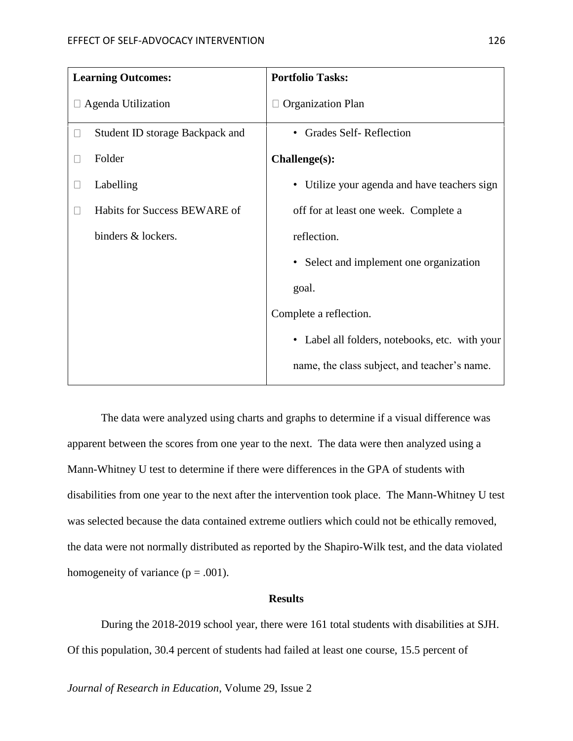| Learning Outcomes: | Portfolio Tasks: |
|---|---|
| □ Agenda Utilization | □ Organization Plan |
| □ Student ID storage Backpack and<br>□ Folder<br>□ Labelling<br>□ Habits for Success BEWARE of binders & lockers. | • Grades Self- Reflection<br>**Challenge(s):**<br>• Utilize your agenda and have teachers sign off for at least one week. Complete a reflection.<br>• Select and implement one organization goal.<br>Complete a reflection.<br>• Label all folders, notebooks, etc. with your name, the class subject, and teacher's name. |

The data were analyzed using charts and graphs to determine if a visual difference was apparent between the scores from one year to the next. The data were then analyzed using a Mann-Whitney U test to determine if there were differences in the GPA of students with disabilities from one year to the next after the intervention took place. The Mann-Whitney U test was selected because the data contained extreme outliers which could not be ethically removed, the data were not normally distributed as reported by the Shapiro-Wilk test, and the data violated homogeneity of variance ($p = .001$).

## Results

During the 2018-2019 school year, there were 161 total students with disabilities at SJH. Of this population, 30.4 percent of students had failed at least one course, 15.5 percent of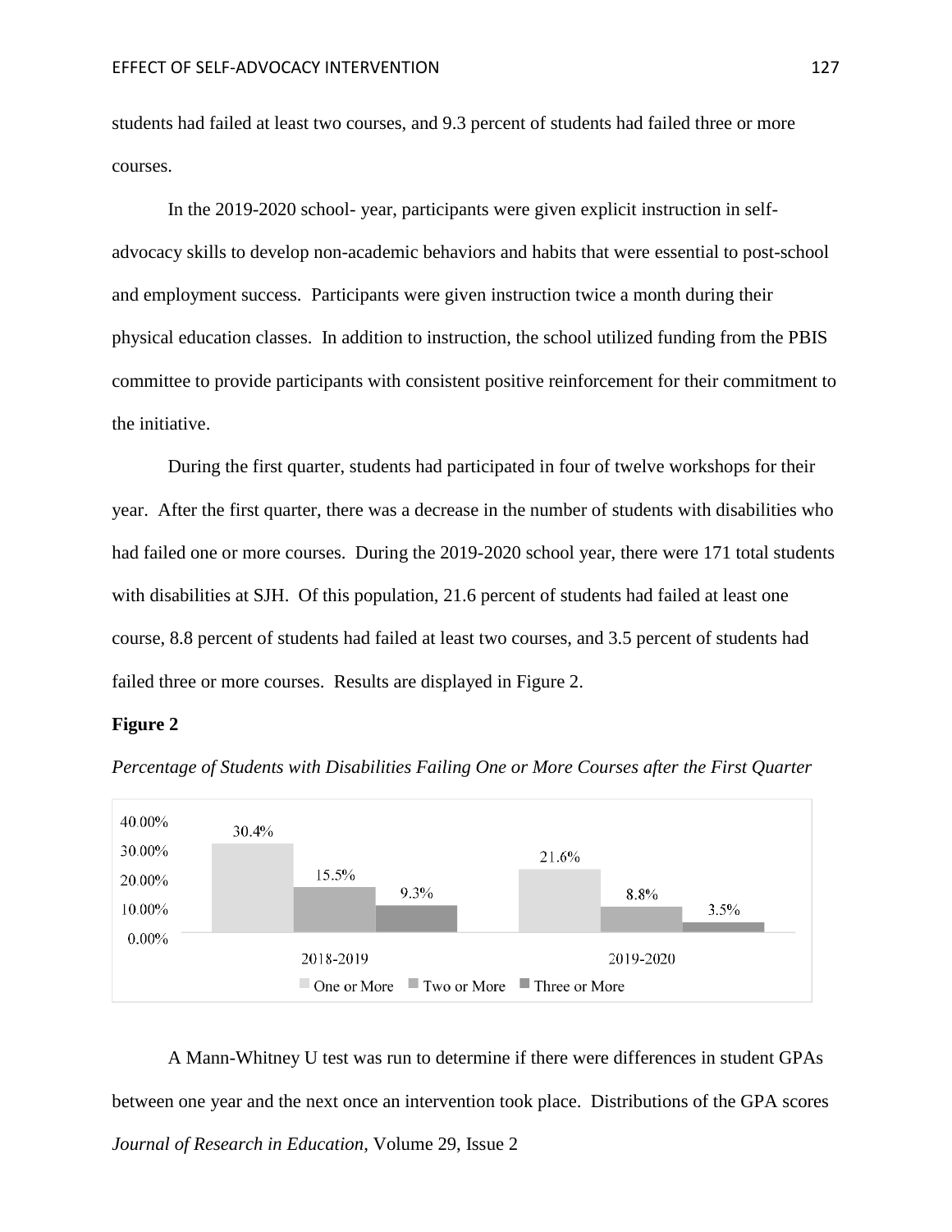students had failed at least two courses, and 9.3 percent of students had failed three or more courses.

In the 2019-2020 school- year, participants were given explicit instruction in self-advocacy skills to develop non-academic behaviors and habits that were essential to post-school and employment success. Participants were given instruction twice a month during their physical education classes. In addition to instruction, the school utilized funding from the PBIS committee to provide participants with consistent positive reinforcement for their commitment to the initiative.

During the first quarter, students had participated in four of twelve workshops for their year. After the first quarter, there was a decrease in the number of students with disabilities who had failed one or more courses. During the 2019-2020 school year, there were 171 total students with disabilities at SJH. Of this population, 21.6 percent of students had failed at least one course, 8.8 percent of students had failed at least two courses, and 3.5 percent of students had failed three or more courses. Results are displayed in Figure 2.

**Figure 2**

*Percentage of Students with Disabilities Failing One or More Courses after the First Quarter*

| | One or More | Two or More | Three or More |
|---|---|---|---|
| 2018-2019 | 30.4% | 15.5% | 9.3% |
| 2019-2020 | 21.6% | 8.8% | 3.5% |

A Mann-Whitney U test was run to determine if there were differences in student GPAs between one year and the next once an intervention took place. Distributions of the GPA scores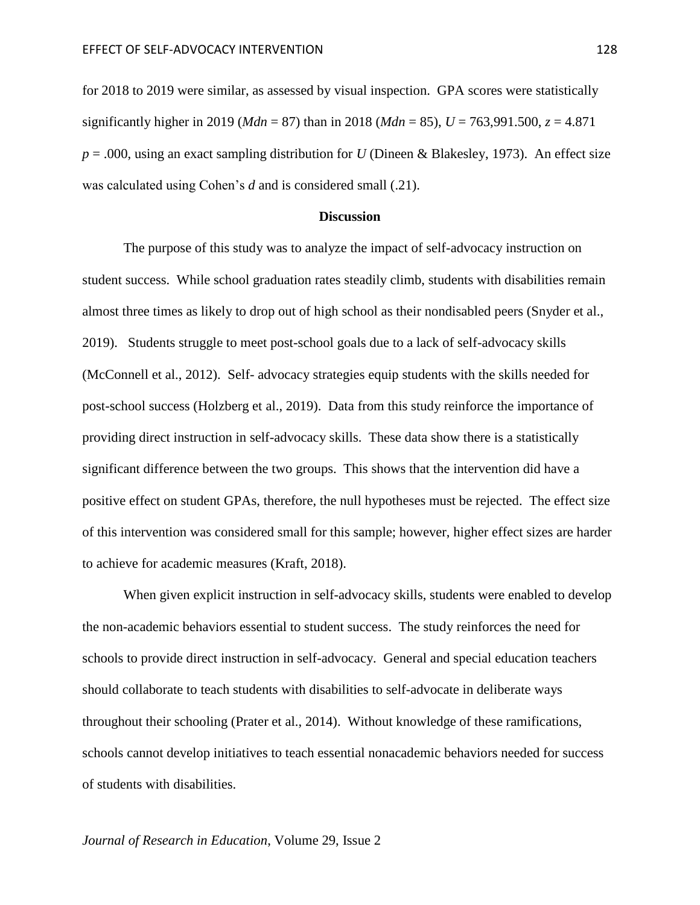for 2018 to 2019 were similar, as assessed by visual inspection. GPA scores were statistically significantly higher in 2019 (*Mdn* = 87) than in 2018 (*Mdn* = 85), $U = 763{,}991.500$, $z = 4.871$ $p = .000$, using an exact sampling distribution for *U* (Dineen & Blakesley, 1973). An effect size was calculated using Cohen's *d* and is considered small (.21).

## Discussion

The purpose of this study was to analyze the impact of self-advocacy instruction on student success. While school graduation rates steadily climb, students with disabilities remain almost three times as likely to drop out of high school as their nondisabled peers (Snyder et al., 2019). Students struggle to meet post-school goals due to a lack of self-advocacy skills (McConnell et al., 2012). Self- advocacy strategies equip students with the skills needed for post-school success (Holzberg et al., 2019). Data from this study reinforce the importance of providing direct instruction in self-advocacy skills. These data show there is a statistically significant difference between the two groups. This shows that the intervention did have a positive effect on student GPAs, therefore, the null hypotheses must be rejected. The effect size of this intervention was considered small for this sample; however, higher effect sizes are harder to achieve for academic measures (Kraft, 2018).

When given explicit instruction in self-advocacy skills, students were enabled to develop the non-academic behaviors essential to student success. The study reinforces the need for schools to provide direct instruction in self-advocacy. General and special education teachers should collaborate to teach students with disabilities to self-advocate in deliberate ways throughout their schooling (Prater et al., 2014). Without knowledge of these ramifications, schools cannot develop initiatives to teach essential nonacademic behaviors needed for success of students with disabilities.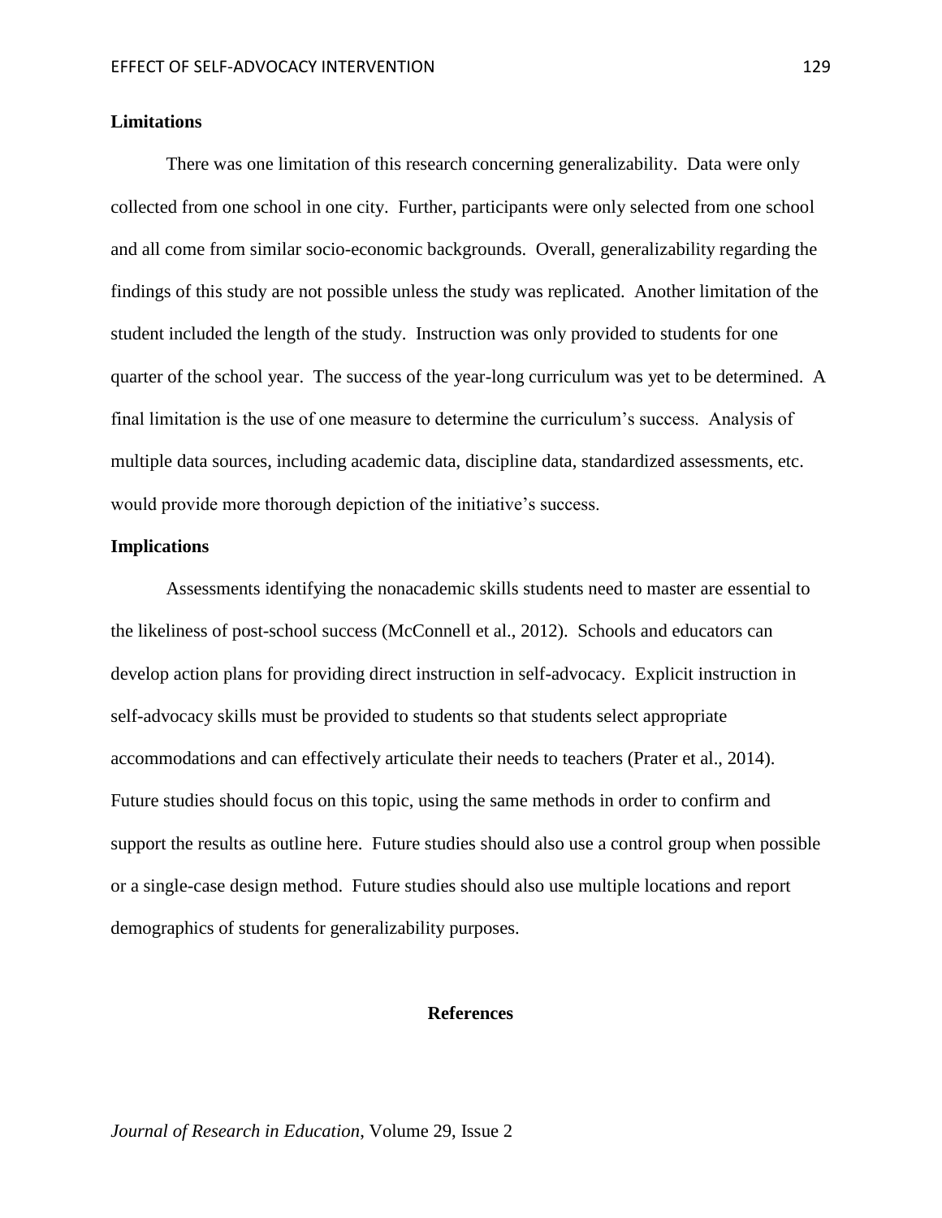## Limitations

There was one limitation of this research concerning generalizability. Data were only collected from one school in one city. Further, participants were only selected from one school and all come from similar socio-economic backgrounds. Overall, generalizability regarding the findings of this study are not possible unless the study was replicated. Another limitation of the student included the length of the study. Instruction was only provided to students for one quarter of the school year. The success of the year-long curriculum was yet to be determined. A final limitation is the use of one measure to determine the curriculum's success. Analysis of multiple data sources, including academic data, discipline data, standardized assessments, etc. would provide more thorough depiction of the initiative's success.

## Implications

Assessments identifying the nonacademic skills students need to master are essential to the likeliness of post-school success (McConnell et al., 2012). Schools and educators can develop action plans for providing direct instruction in self-advocacy. Explicit instruction in self-advocacy skills must be provided to students so that students select appropriate accommodations and can effectively articulate their needs to teachers (Prater et al., 2014). Future studies should focus on this topic, using the same methods in order to confirm and support the results as outline here. Future studies should also use a control group when possible or a single-case design method. Future studies should also use multiple locations and report demographics of students for generalizability purposes.

## References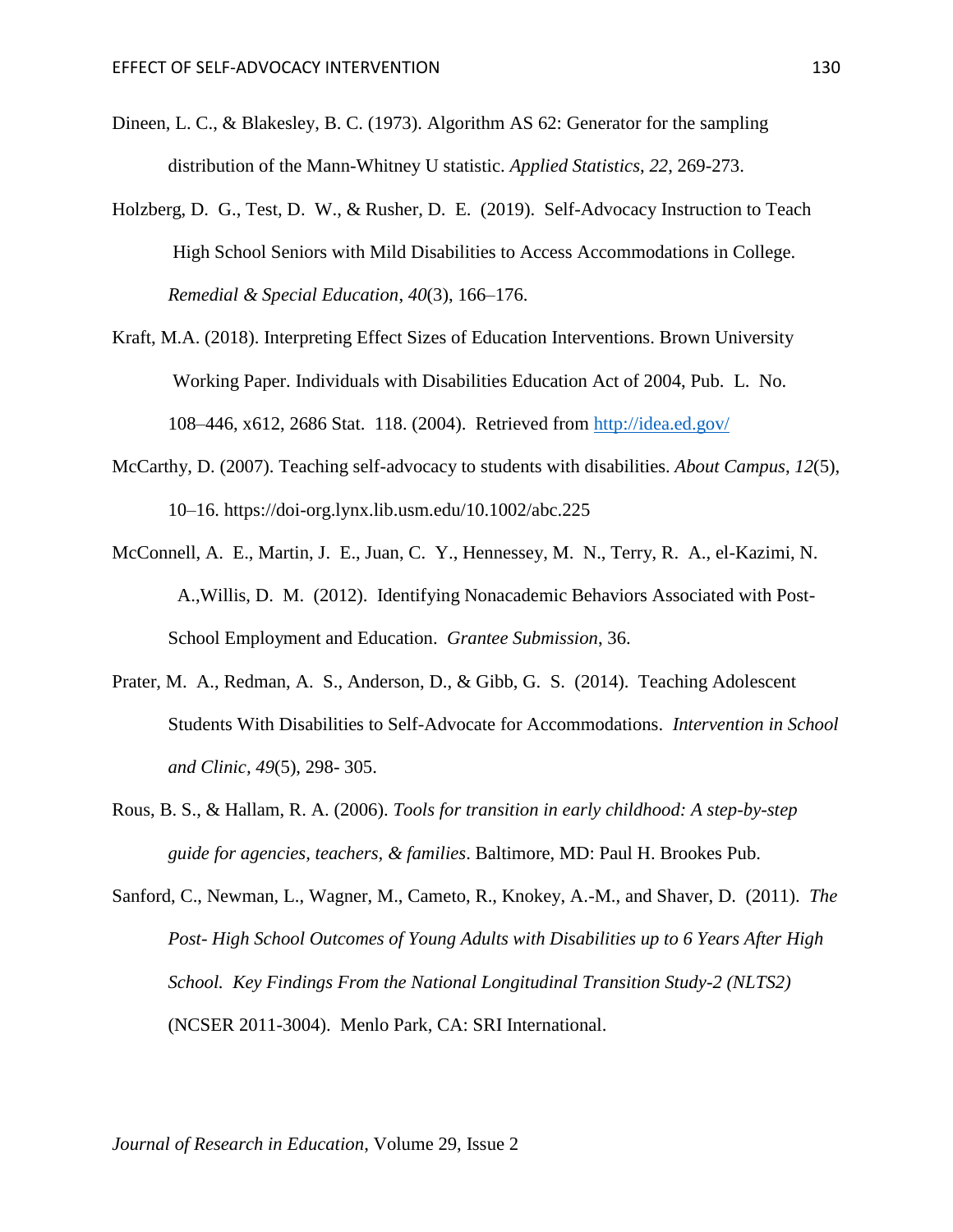Dineen, L. C., & Blakesley, B. C. (1973). Algorithm AS 62: Generator for the sampling distribution of the Mann-Whitney U statistic. *Applied Statistics*, *22*, 269-273.

Holzberg, D. G., Test, D. W., & Rusher, D. E. (2019). Self-Advocacy Instruction to Teach High School Seniors with Mild Disabilities to Access Accommodations in College. *Remedial & Special Education*, *40*(3), 166–176.

Kraft, M.A. (2018). Interpreting Effect Sizes of Education Interventions. Brown University Working Paper. Individuals with Disabilities Education Act of 2004, Pub. L. No. 108–446, x612, 2686 Stat. 118. (2004). Retrieved from http://idea.ed.gov/

McCarthy, D. (2007). Teaching self-advocacy to students with disabilities. *About Campus*, *12*(5), 10–16. https://doi-org.lynx.lib.usm.edu/10.1002/abc.225

McConnell, A. E., Martin, J. E., Juan, C. Y., Hennessey, M. N., Terry, R. A., el-Kazimi, N. A.,Willis, D. M. (2012). Identifying Nonacademic Behaviors Associated with Post-School Employment and Education. *Grantee Submission*, 36.

Prater, M. A., Redman, A. S., Anderson, D., & Gibb, G. S. (2014). Teaching Adolescent Students With Disabilities to Self-Advocate for Accommodations. *Intervention in School and Clinic, 49*(5), 298- 305.

Rous, B. S., & Hallam, R. A. (2006). *Tools for transition in early childhood: A step-by-step guide for agencies, teachers, & families*. Baltimore, MD: Paul H. Brookes Pub.

Sanford, C., Newman, L., Wagner, M., Cameto, R., Knokey, A.-M., and Shaver, D. (2011). *The Post- High School Outcomes of Young Adults with Disabilities up to 6 Years After High School. Key Findings From the National Longitudinal Transition Study-2 (NLTS2)* (NCSER 2011-3004). Menlo Park, CA: SRI International.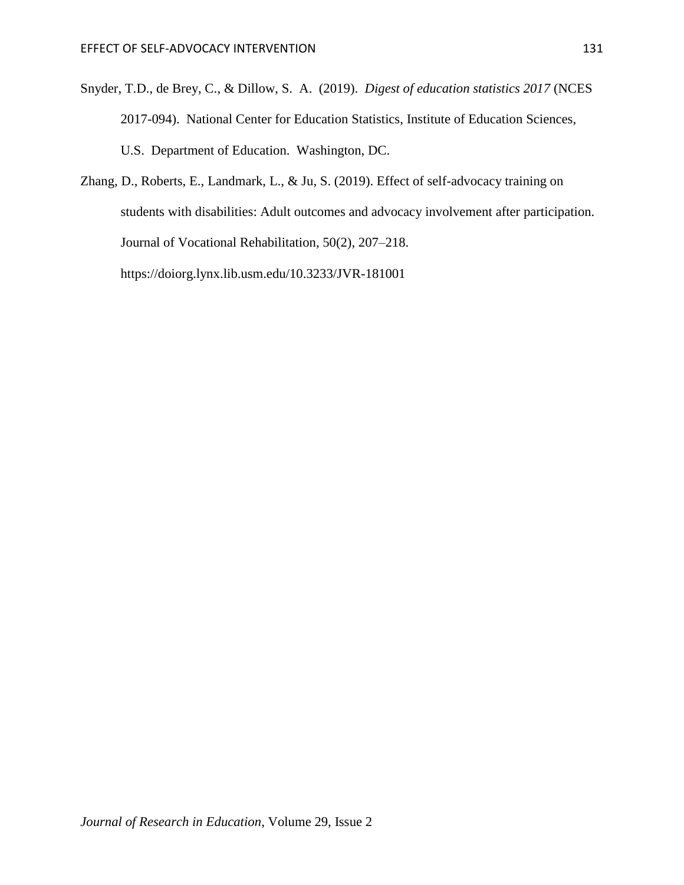Snyder, T.D., de Brey, C., & Dillow, S. A. (2019). *Digest of education statistics 2017* (NCES 2017-094). National Center for Education Statistics, Institute of Education Sciences, U.S. Department of Education. Washington, DC.

Zhang, D., Roberts, E., Landmark, L., & Ju, S. (2019). Effect of self-advocacy training on students with disabilities: Adult outcomes and advocacy involvement after participation. Journal of Vocational Rehabilitation, 50(2), 207–218. https://doiorg.lynx.lib.usm.edu/10.3233/JVR-181001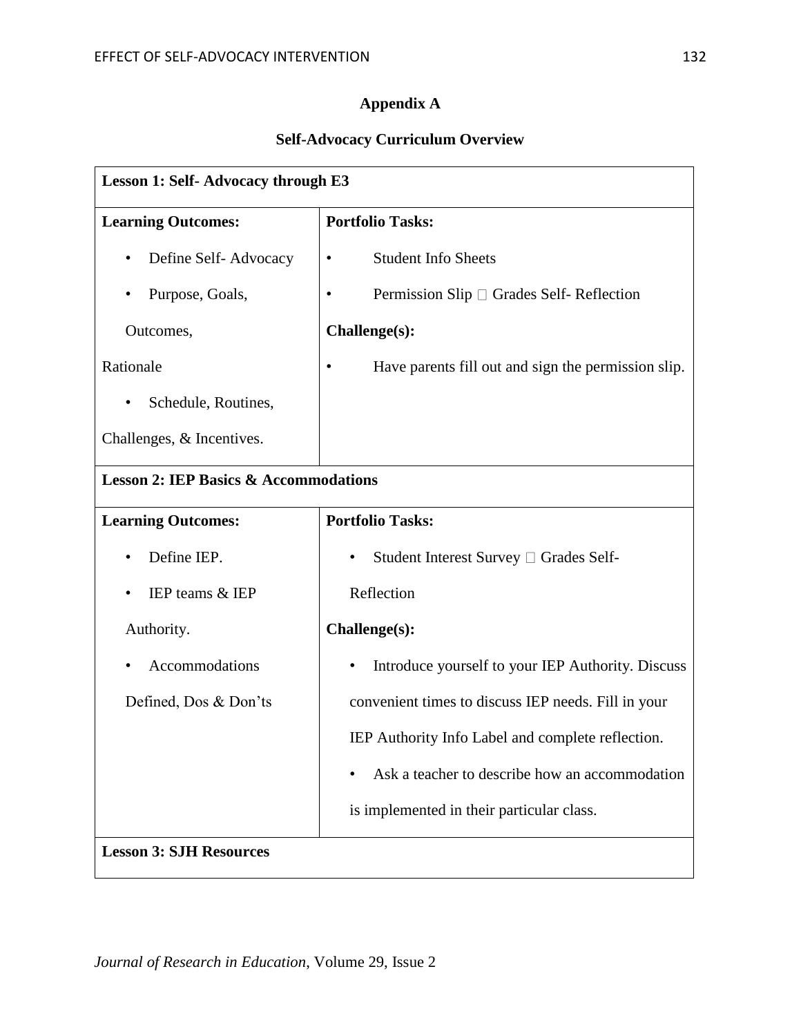## Appendix A

### Self-Advocacy Curriculum Overview

| Lesson 1: Self- Advocacy through E3 | |
|---|---|
| **Learning Outcomes:**<br>• Define Self- Advocacy<br>• Purpose, Goals, Outcomes, Rationale<br>• Schedule, Routines, Challenges, & Incentives. | **Portfolio Tasks:**<br>• Student Info Sheets<br>• Permission Slip  Grades Self- Reflection<br>**Challenge(s):**<br>• Have parents fill out and sign the permission slip. |
| **Lesson 2: IEP Basics & Accommodations** | |
| **Learning Outcomes:**<br>• Define IEP.<br>• IEP teams & IEP Authority.<br>• Accommodations Defined, Dos & Don'ts | **Portfolio Tasks:**<br>• Student Interest Survey  Grades Self- Reflection<br>**Challenge(s):**<br>• Introduce yourself to your IEP Authority. Discuss convenient times to discuss IEP needs. Fill in your IEP Authority Info Label and complete reflection.<br>• Ask a teacher to describe how an accommodation is implemented in their particular class. |
| **Lesson 3: SJH Resources** | |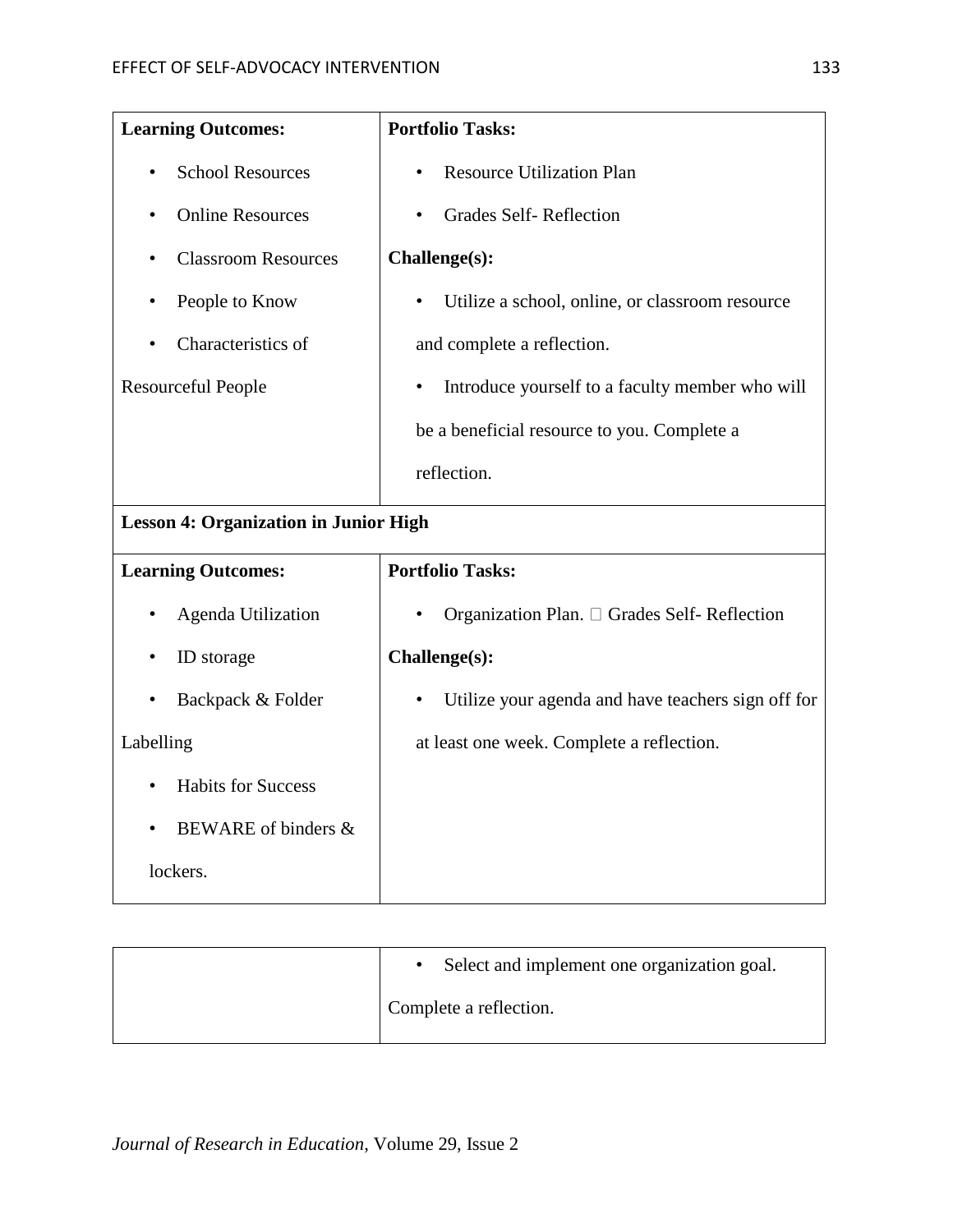| Learning Outcomes: | Portfolio Tasks: |
|---|---|
| • School Resources<br>• Online Resources<br>• Classroom Resources<br>• People to Know<br>• Characteristics of Resourceful People | • Resource Utilization Plan<br>• Grades Self- Reflection<br>**Challenge(s):**<br>• Utilize a school, online, or classroom resource and complete a reflection.<br>• Introduce yourself to a faculty member who will be a beneficial resource to you. Complete a reflection. |
| **Lesson 4: Organization in Junior High** | |
| **Learning Outcomes:** | **Portfolio Tasks:** |
| • Agenda Utilization<br>• ID storage<br>• Backpack & Folder Labelling<br>• Habits for Success<br>• BEWARE of binders & lockers. | • Organization Plan. • Grades Self- Reflection<br>**Challenge(s):**<br>• Utilize your agenda and have teachers sign off for at least one week. Complete a reflection.<br>• Select and implement one organization goal. Complete a reflection. |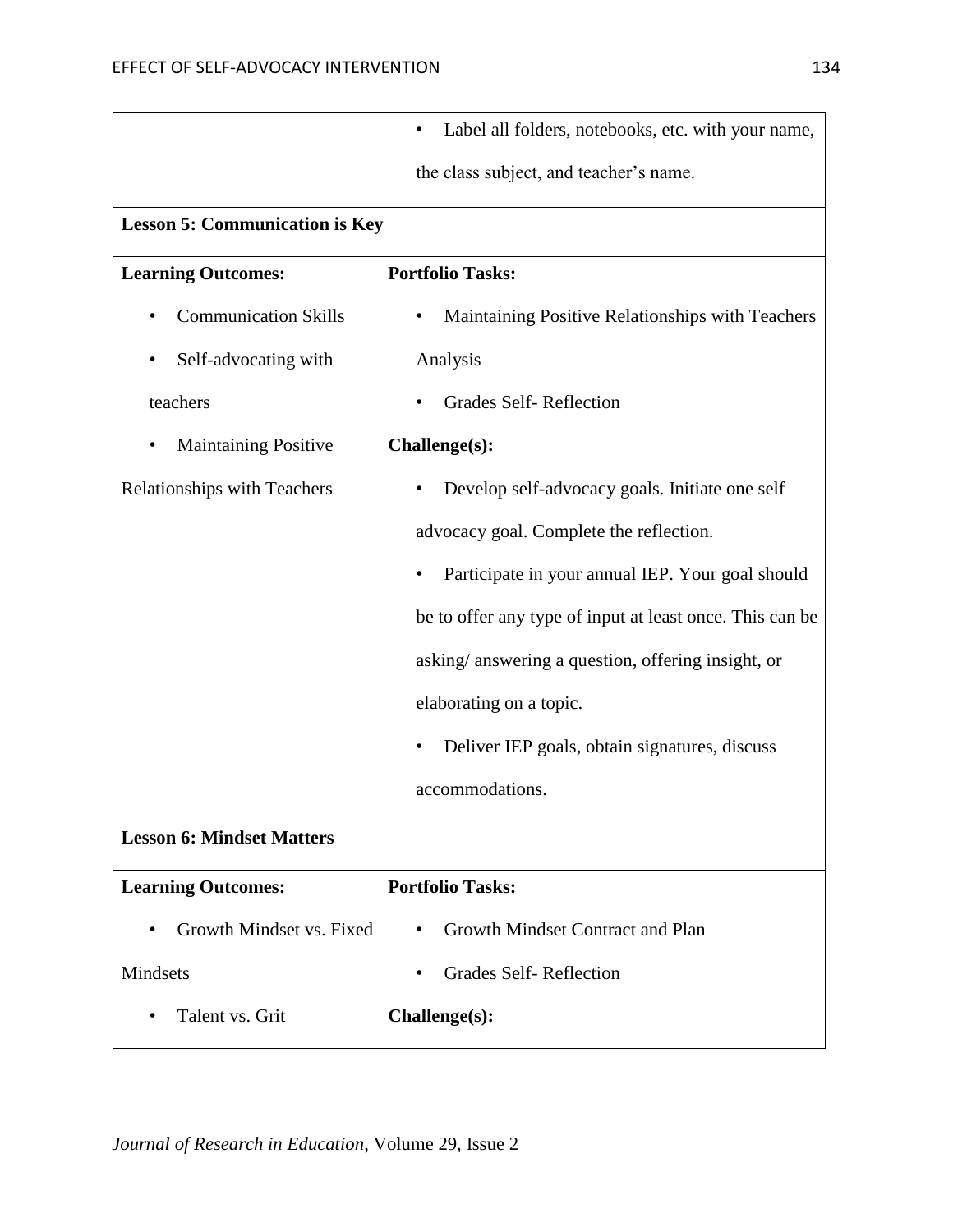| | |
|---|---|
| | • Label all folders, notebooks, etc. with your name, the class subject, and teacher's name. |
| **Lesson 5: Communication is Key** | |
| **Learning Outcomes:**<br>• Communication Skills<br>• Self-advocating with teachers<br>• Maintaining Positive Relationships with Teachers | **Portfolio Tasks:**<br>• Maintaining Positive Relationships with Teachers Analysis<br>• Grades Self- Reflection<br>**Challenge(s):**<br>• Develop self-advocacy goals. Initiate one self advocacy goal. Complete the reflection.<br>• Participate in your annual IEP. Your goal should be to offer any type of input at least once. This can be asking/ answering a question, offering insight, or elaborating on a topic.<br>• Deliver IEP goals, obtain signatures, discuss accommodations. |
| **Lesson 6: Mindset Matters** | |
| **Learning Outcomes:**<br>• Growth Mindset vs. Fixed Mindsets<br>• Talent vs. Grit | **Portfolio Tasks:**<br>• Growth Mindset Contract and Plan<br>• Grades Self- Reflection<br>**Challenge(s):** |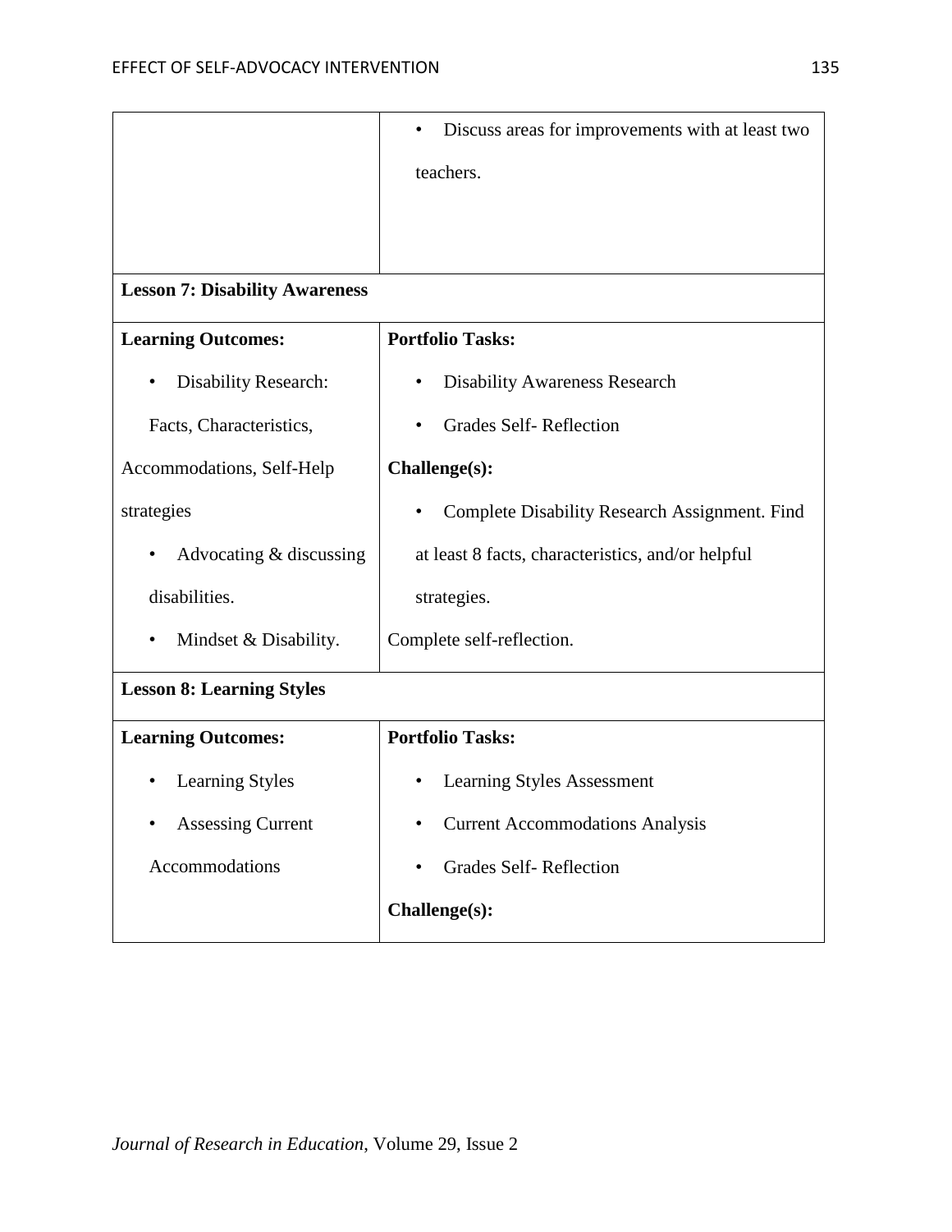| | |
|---|---|
| | • Discuss areas for improvements with at least two teachers. |
| **Lesson 7: Disability Awareness** | |
| **Learning Outcomes:**<br>• Disability Research: Facts, Characteristics, Accommodations, Self-Help strategies<br>• Advocating & discussing disabilities.<br>• Mindset & Disability. | **Portfolio Tasks:**<br>• Disability Awareness Research<br>• Grades Self- Reflection<br>**Challenge(s):**<br>• Complete Disability Research Assignment. Find at least 8 facts, characteristics, and/or helpful strategies.<br>Complete self-reflection. |
| **Lesson 8: Learning Styles** | |
| **Learning Outcomes:**<br>• Learning Styles<br>• Assessing Current Accommodations | **Portfolio Tasks:**<br>• Learning Styles Assessment<br>• Current Accommodations Analysis<br>• Grades Self- Reflection<br>**Challenge(s):** |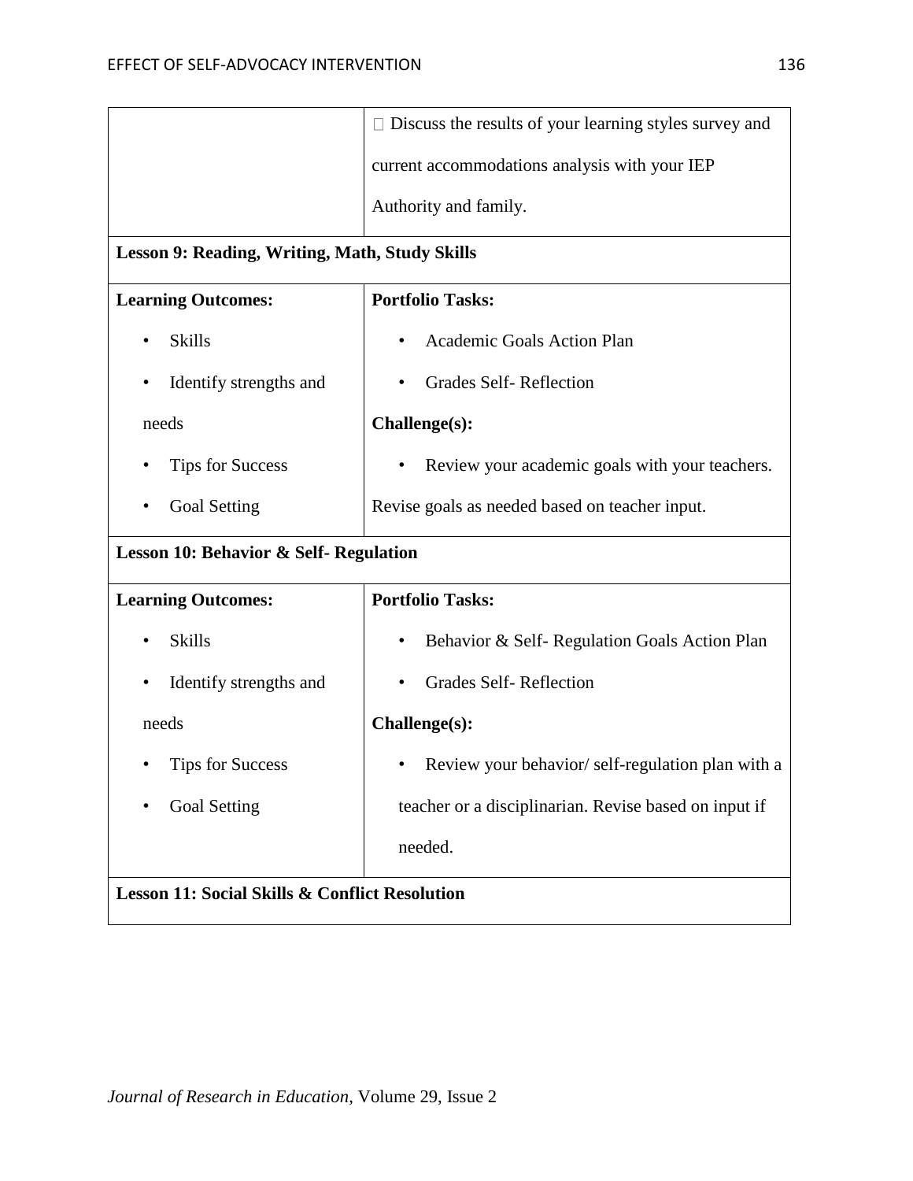| | |
|---|---|
| | □ Discuss the results of your learning styles survey and current accommodations analysis with your IEP Authority and family. |
| **Lesson 9: Reading, Writing, Math, Study Skills** | |
| **Learning Outcomes:**<br>• Skills<br>• Identify strengths and needs<br>• Tips for Success<br>• Goal Setting | **Portfolio Tasks:**<br>• Academic Goals Action Plan<br>• Grades Self- Reflection<br>**Challenge(s):**<br>• Review your academic goals with your teachers. Revise goals as needed based on teacher input. |
| **Lesson 10: Behavior & Self- Regulation** | |
| **Learning Outcomes:**<br>• Skills<br>• Identify strengths and needs<br>• Tips for Success<br>• Goal Setting | **Portfolio Tasks:**<br>• Behavior & Self- Regulation Goals Action Plan<br>• Grades Self- Reflection<br>**Challenge(s):**<br>• Review your behavior/ self-regulation plan with a teacher or a disciplinarian. Revise based on input if needed. |
| **Lesson 11: Social Skills & Conflict Resolution** | |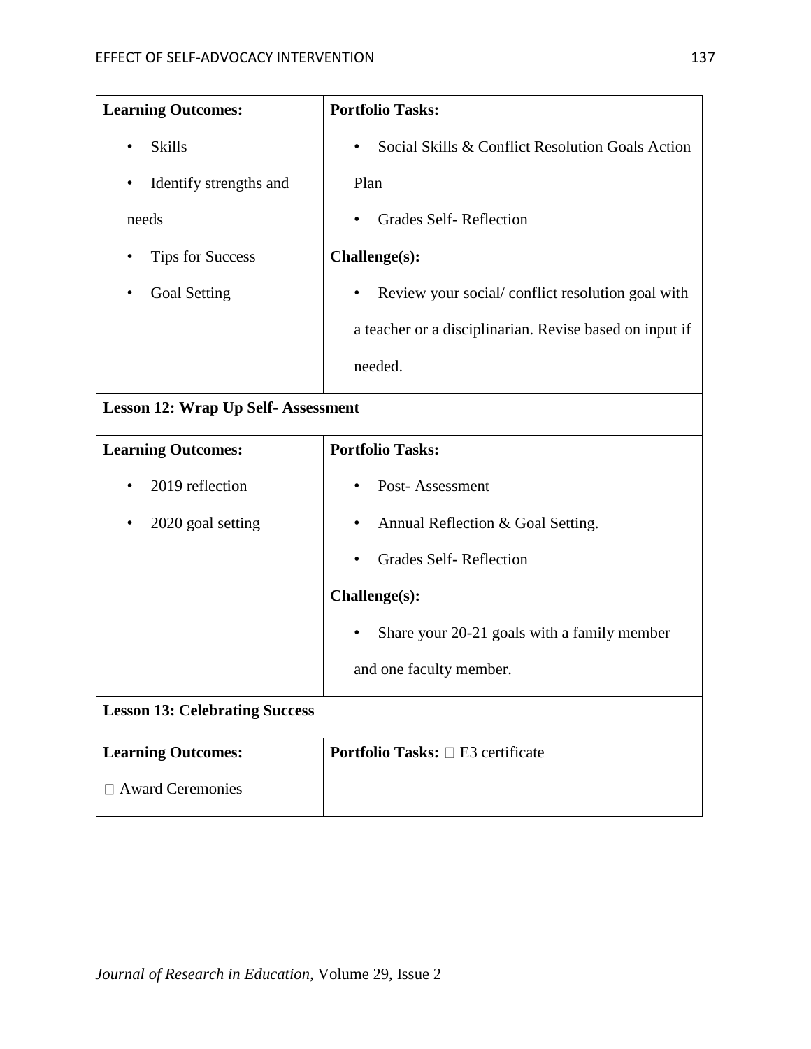| | |
|---|---|
| **Learning Outcomes:**<br>• Skills<br>• Identify strengths and needs<br>• Tips for Success<br>• Goal Setting | **Portfolio Tasks:**<br>• Social Skills & Conflict Resolution Goals Action Plan<br>• Grades Self- Reflection<br>**Challenge(s):**<br>• Review your social/ conflict resolution goal with a teacher or a disciplinarian. Revise based on input if needed. |
| **Lesson 12: Wrap Up Self- Assessment** | |
| **Learning Outcomes:**<br>• 2019 reflection<br>• 2020 goal setting | **Portfolio Tasks:**<br>• Post- Assessment<br>• Annual Reflection & Goal Setting.<br>• Grades Self- Reflection<br>**Challenge(s):**<br>• Share your 20-21 goals with a family member and one faculty member. |
| **Lesson 13: Celebrating Success** | |
| **Learning Outcomes:**<br> Award Ceremonies | **Portfolio Tasks:**  E3 certificate |